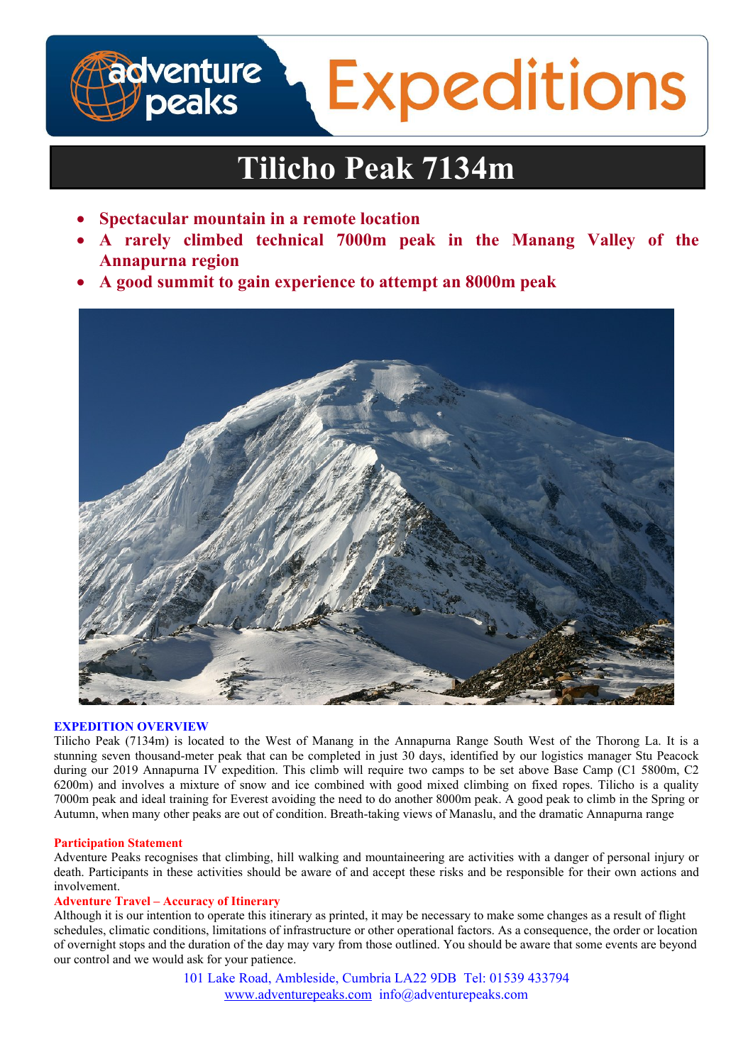# Tilicho Peak 7134m

- **Spectacular mountain in a remote location**
- **A rarely climbed technical 7000m peak in the Manang Valley of the Annapurna region**
- **A good summit to gain experience to attempt an 8000m peak**

## EXPEDITION OVERVIEW

Tilicho Peak (7134m) is located to the West of Manang in the Annapurna Range South West of the Thorong La. It is a stunning seven thousand-meter peak that can be completed in just 30 days, identified by our logistics manager Stu Peacock during our 2019 Annapurna IV expedition. This climb will require two camps to be set above Base Camp (C1 5800m, C2 6200m) and involves a mixture of snow and ice combined with good mixed climbing on fixed ropes. Tilicho is a quality 7000m peak and ideal training for Everest avoiding the need to do another 8000m peak. A good peak to climb in the Spring or Autumn, when many other peaks are out of condition. Breath-taking views of Manaslu, and the dramatic Annapurna range

### Participation Statement

Adventure Peaks recognises that climbing, hill walking and mountaineering are activities with a danger of personal injury or death. Participants in these activities should be aware of and accept these risks and be responsible for their own actions and involvement.

### Adventure Travel – Accuracy of Itinerary

Although it is our intention to operate this itinerary as printed, it may be necessary to make some changes as a result of flight schedules, climatic conditions, limitations of infrastructure or other operational factors. As a consequence, the order or location of overnight stops and the duration of the day may vary from those outlined. You should be aware that some events are beyond our control and we would ask for your patience.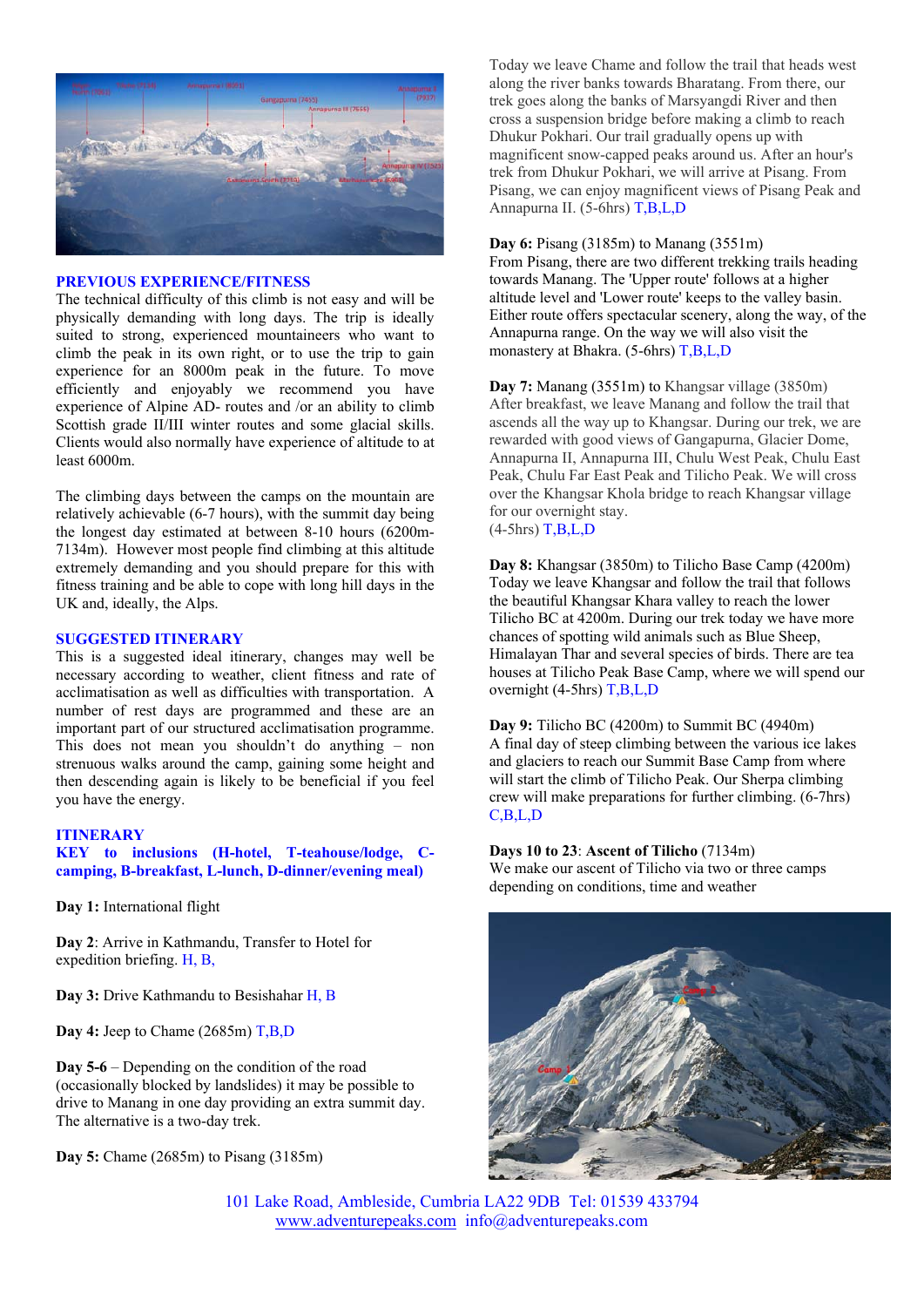## PREVIOUS EXPERIENCE/FITNESS

The technical difficulty of this climb is not easy and will be physically demanding with long days. The trip is ideally suited to strong, experienced mountaineers who want to climb the peak in its own right, or to use the trip to gain experience for an 8000m peak in the future. To move efficiently and enjoyably we recommend you have experience of Alpine AD- routes and /or an ability to climb Scottish grade II/III winter routes and some glacial skills. Clients would also normally have experience of altitude to at least 6000m.

The climbing days between the camps on the mountain are relatively achievable (6-7 hours), with the summit day being the longest day estimated at between 8-10 hours (6200m-7134m). However most people find climbing at this altitude extremely demanding and you should prepare for this with fitness training and be able to cope with long hill days in the UK and, ideally, the Alps.

## SUGGESTED ITINERARY

This is a suggested ideal itinerary, changes may well be necessary according to weather, client fitness and rate of acclimatisation as well as difficulties with transportation. A number of rest days are programmed and these are an important part of our structured acclimatisation programme. This does not mean you shouldn't do anything – non strenuous walks around the camp, gaining some height and then descending again is likely to be beneficial if you feel you have the energy.

## ITINERARY

**KEY to inclusions (H-hotel, T-teahouse/lodge, C-camping, B-breakfast, L-lunch, D-dinner/evening meal)**

**Day 1:** International flight

**Day 2**: Arrive in Kathmandu, Transfer to Hotel for expedition briefing. H, B,

**Day 3:** Drive Kathmandu to Besishahar H, B

**Day 4:** Jeep to Chame (2685m) T,B,D

**Day 5-6** – Depending on the condition of the road (occasionally blocked by landslides) it may be possible to drive to Manang in one day providing an extra summit day. The alternative is a two-day trek.

**Day 5:** Chame (2685m) to Pisang (3185m)

Today we leave Chame and follow the trail that heads west along the river banks towards Bharatang. From there, our trek goes along the banks of Marsyangdi River and then cross a suspension bridge before making a climb to reach Dhukur Pokhari. Our trail gradually opens up with magnificent snow-capped peaks around us. After an hour's trek from Dhukur Pokhari, we will arrive at Pisang. From Pisang, we can enjoy magnificent views of Pisang Peak and Annapurna II. (5-6hrs) T,B,L,D

**Day 6:** Pisang (3185m) to Manang (3551m)

From Pisang, there are two different trekking trails heading towards Manang. The 'Upper route' follows at a higher altitude level and 'Lower route' keeps to the valley basin. Either route offers spectacular scenery, along the way, of the Annapurna range. On the way we will also visit the monastery at Bhakra. (5-6hrs) T,B,L,D

**Day 7:** Manang (3551m) to Khangsar village (3850m)

After breakfast, we leave Manang and follow the trail that ascends all the way up to Khangsar. During our trek, we are rewarded with good views of Gangapurna, Glacier Dome, Annapurna II, Annapurna III, Chulu West Peak, Chulu East Peak, Chulu Far East Peak and Tilicho Peak. We will cross over the Khangsar Khola bridge to reach Khangsar village for our overnight stay.
(4-5hrs) T,B,L,D

**Day 8:** Khangsar (3850m) to Tilicho Base Camp (4200m)

Today we leave Khangsar and follow the trail that follows the beautiful Khangsar Khara valley to reach the lower Tilicho BC at 4200m. During our trek today we have more chances of spotting wild animals such as Blue Sheep, Himalayan Thar and several species of birds. There are tea houses at Tilicho Peak Base Camp, where we will spend our overnight (4-5hrs) T,B,L,D

**Day 9:** Tilicho BC (4200m) to Summit BC (4940m)

A final day of steep climbing between the various ice lakes and glaciers to reach our Summit Base Camp from where will start the climb of Tilicho Peak. Our Sherpa climbing crew will make preparations for further climbing. (6-7hrs) C,B,L,D

**Days 10 to 23**: **Ascent of Tilicho** (7134m)

We make our ascent of Tilicho via two or three camps depending on conditions, time and weather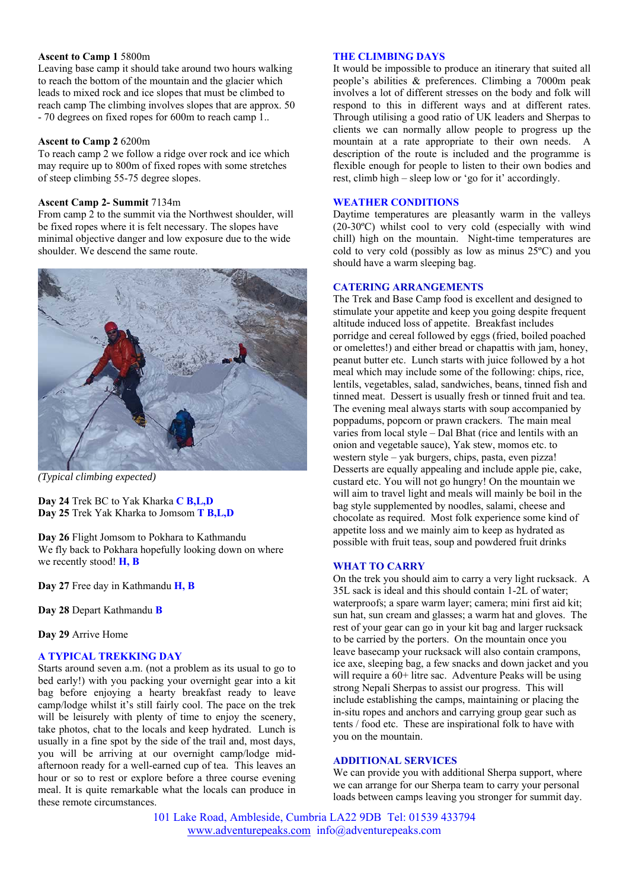**Ascent to Camp 1** 5800m

Leaving base camp it should take around two hours walking to reach the bottom of the mountain and the glacier which leads to mixed rock and ice slopes that must be climbed to reach camp The climbing involves slopes that are approx. 50 - 70 degrees on fixed ropes for 600m to reach camp 1..

**Ascent to Camp 2** 6200m

To reach camp 2 we follow a ridge over rock and ice which may require up to 800m of fixed ropes with some stretches of steep climbing 55-75 degree slopes.

**Ascent Camp 2- Summit** 7134m

From camp 2 to the summit via the Northwest shoulder, will be fixed ropes where it is felt necessary. The slopes have minimal objective danger and low exposure due to the wide shoulder. We descend the same route.

*(Typical climbing expected)*

**Day 24** Trek BC to Yak Kharka **C B,L,D**

**Day 25** Trek Yak Kharka to Jomsom **T B,L,D**

**Day 26** Flight Jomsom to Pokhara to Kathmandu

We fly back to Pokhara hopefully looking down on where we recently stood! **H, B**

**Day 27** Free day in Kathmandu **H, B**

**Day 28** Depart Kathmandu **B**

**Day 29** Arrive Home

## A TYPICAL TREKKING DAY

Starts around seven a.m. (not a problem as its usual to go to bed early!) with you packing your overnight gear into a kit bag before enjoying a hearty breakfast ready to leave camp/lodge whilst it's still fairly cool. The pace on the trek will be leisurely with plenty of time to enjoy the scenery, take photos, chat to the locals and keep hydrated. Lunch is usually in a fine spot by the side of the trail and, most days, you will be arriving at our overnight camp/lodge mid-afternoon ready for a well-earned cup of tea. This leaves an hour or so to rest or explore before a three course evening meal. It is quite remarkable what the locals can produce in these remote circumstances.

## THE CLIMBING DAYS

It would be impossible to produce an itinerary that suited all people's abilities & preferences. Climbing a 7000m peak involves a lot of different stresses on the body and folk will respond to this in different ways and at different rates. Through utilising a good ratio of UK leaders and Sherpas to clients we can normally allow people to progress up the mountain at a rate appropriate to their own needs. A description of the route is included and the programme is flexible enough for people to listen to their own bodies and rest, climb high – sleep low or 'go for it' accordingly.

## WEATHER CONDITIONS

Daytime temperatures are pleasantly warm in the valleys (20-30ºC) whilst cool to very cold (especially with wind chill) high on the mountain. Night-time temperatures are cold to very cold (possibly as low as minus 25ºC) and you should have a warm sleeping bag.

## CATERING ARRANGEMENTS

The Trek and Base Camp food is excellent and designed to stimulate your appetite and keep you going despite frequent altitude induced loss of appetite. Breakfast includes porridge and cereal followed by eggs (fried, boiled poached or omelettes!) and either bread or chapattis with jam, honey, peanut butter etc. Lunch starts with juice followed by a hot meal which may include some of the following: chips, rice, lentils, vegetables, salad, sandwiches, beans, tinned fish and tinned meat. Dessert is usually fresh or tinned fruit and tea. The evening meal always starts with soup accompanied by poppadums, popcorn or prawn crackers. The main meal varies from local style – Dal Bhat (rice and lentils with an onion and vegetable sauce), Yak stew, momos etc. to western style – yak burgers, chips, pasta, even pizza! Desserts are equally appealing and include apple pie, cake, custard etc. You will not go hungry! On the mountain we will aim to travel light and meals will mainly be boil in the bag style supplemented by noodles, salami, cheese and chocolate as required. Most folk experience some kind of appetite loss and we mainly aim to keep as hydrated as possible with fruit teas, soup and powdered fruit drinks

## WHAT TO CARRY

On the trek you should aim to carry a very light rucksack. A 35L sack is ideal and this should contain 1-2L of water; waterproofs; a spare warm layer; camera; mini first aid kit; sun hat, sun cream and glasses; a warm hat and gloves. The rest of your gear can go in your kit bag and larger rucksack to be carried by the porters. On the mountain once you leave basecamp your rucksack will also contain crampons, ice axe, sleeping bag, a few snacks and down jacket and you will require a 60+ litre sac. Adventure Peaks will be using strong Nepali Sherpas to assist our progress. This will include establishing the camps, maintaining or placing the in-situ ropes and anchors and carrying group gear such as tents / food etc. These are inspirational folk to have with you on the mountain.

## ADDITIONAL SERVICES

We can provide you with additional Sherpa support, where we can arrange for our Sherpa team to carry your personal loads between camps leaving you stronger for summit day.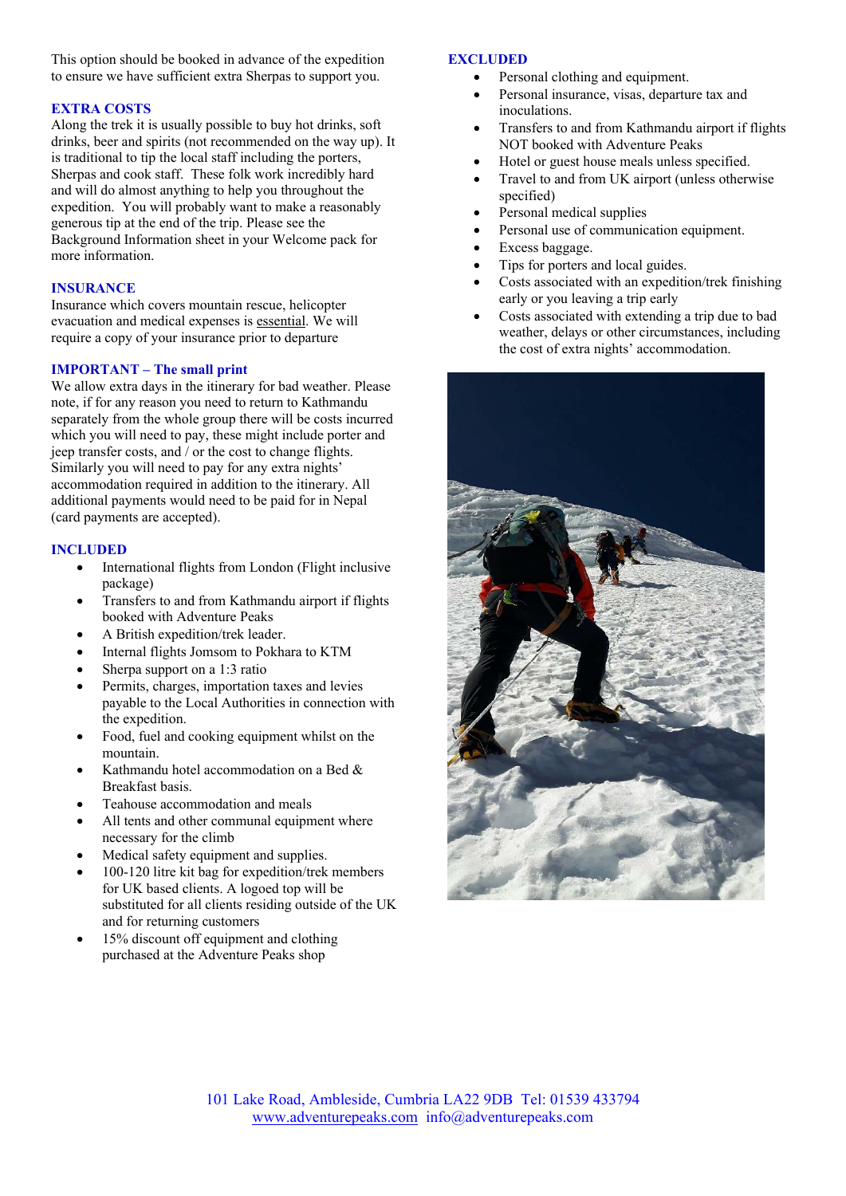This option should be booked in advance of the expedition to ensure we have sufficient extra Sherpas to support you.

### EXTRA COSTS

Along the trek it is usually possible to buy hot drinks, soft drinks, beer and spirits (not recommended on the way up). It is traditional to tip the local staff including the porters, Sherpas and cook staff. These folk work incredibly hard and will do almost anything to help you throughout the expedition. You will probably want to make a reasonably generous tip at the end of the trip. Please see the Background Information sheet in your Welcome pack for more information.

### INSURANCE

Insurance which covers mountain rescue, helicopter evacuation and medical expenses is essential. We will require a copy of your insurance prior to departure

### IMPORTANT – The small print

We allow extra days in the itinerary for bad weather. Please note, if for any reason you need to return to Kathmandu separately from the whole group there will be costs incurred which you will need to pay, these might include porter and jeep transfer costs, and / or the cost to change flights. Similarly you will need to pay for any extra nights' accommodation required in addition to the itinerary. All additional payments would need to be paid for in Nepal (card payments are accepted).

### INCLUDED

- International flights from London (Flight inclusive package)
- Transfers to and from Kathmandu airport if flights booked with Adventure Peaks
- A British expedition/trek leader.
- Internal flights Jomsom to Pokhara to KTM
- Sherpa support on a 1:3 ratio
- Permits, charges, importation taxes and levies payable to the Local Authorities in connection with the expedition.
- Food, fuel and cooking equipment whilst on the mountain.
- Kathmandu hotel accommodation on a Bed & Breakfast basis.
- Teahouse accommodation and meals
- All tents and other communal equipment where necessary for the climb
- Medical safety equipment and supplies.
- 100-120 litre kit bag for expedition/trek members for UK based clients. A logoed top will be substituted for all clients residing outside of the UK and for returning customers
- 15% discount off equipment and clothing purchased at the Adventure Peaks shop

### EXCLUDED

- Personal clothing and equipment.
- Personal insurance, visas, departure tax and inoculations.
- Transfers to and from Kathmandu airport if flights NOT booked with Adventure Peaks
- Hotel or guest house meals unless specified.
- Travel to and from UK airport (unless otherwise specified)
- Personal medical supplies
- Personal use of communication equipment.
- Excess baggage.
- Tips for porters and local guides.
- Costs associated with an expedition/trek finishing early or you leaving a trip early
- Costs associated with extending a trip due to bad weather, delays or other circumstances, including the cost of extra nights' accommodation.

101 Lake Road, Ambleside, Cumbria LA22 9DB Tel: 01539 433794
www.adventurepeaks.com info@adventurepeaks.com